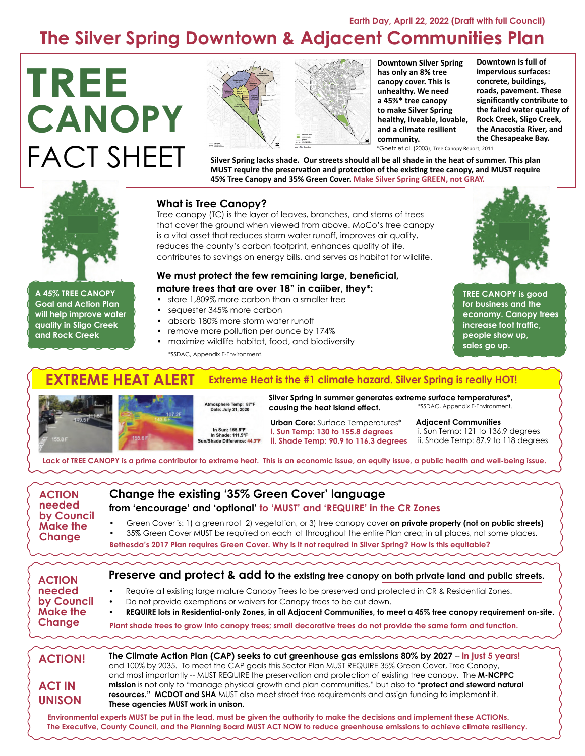Earth Day, April 22, 2022 (Draft with full Council)

# The Silver Spring Downtown & Adjacent Communities Plan

# TREE CANOPY FACT SHEET

**Downtown Silver Spring has only an 8% tree canopy cover. This is unhealthy. We need a 45%* tree canopy to make Silver Spring healthy, liveable, lovable, and a climate resilient community.**

**Downtown is full of impervious surfaces: concrete, buildings, roads, pavement. These significantly contribute to the failed water quality of Rock Creek, Sligo Creek, the Anacostia River, and the Chesapeake Bay.**

*Goetz et al. (2003), Tree Canopy Report, 2011

**Silver Spring lacks shade. Our streets should all be all shade in the heat of summer. This plan MUST require the preservation and protection of the existing tree canopy, and MUST require 45% Tree Canopy and 35% Green Cover. Make Silver Spring GREEN, not GRAY.**

**A 45% TREE CANOPY Goal and Action Plan will help improve water quality in Sligo Creek and Rock Creek**

## What is Tree Canopy?

Tree canopy (TC) is the layer of leaves, branches, and stems of trees that cover the ground when viewed from above. MoCo's tree canopy is a vital asset that reduces storm water runoff, improves air quality, reduces the county's carbon footprint, enhances quality of life, contributes to savings on energy bills, and serves as habitat for wildlife.

### We must protect the few remaining large, beneficial, mature trees that are over 18" in caiiber, they*:

- store 1,809% more carbon than a smaller tree
- sequester 345% more carbon
- absorb 180% more storm water runoff
- remove more pollution per ounce by 174%
- maximize wildlife habitat, food, and biodiversity

*SSDAC, Appendix E-Environment.

**TREE CANOPY is good for business and the economy. Canopy trees increase foot traffic, people show up, sales go up.**

## EXTREME HEAT ALERT

**Extreme Heat is the #1 climate hazard. Silver Spring is really HOT!**

Atmosphere Temp: 87°F
Date: July 21, 2020

In Sun: 155.8°F
In Shade: 111.5°F
Sun/Shade Difference: 44.3°F

**Silver Spring in summer generates extreme surface temperatures*, causing the heat island effect.** *SSDAC, Appendix E-Environment.

**Urban Core:** Surface Temperatures*
**i. Sun Temp: 130 to 155.8 degrees**
**ii. Shade Temp: 90.9 to 116.3 degrees**

**Adjacent Communities**
i. Sun Temp: 121 to 136.9 degrees
ii. Shade Temp: 87.9 to 118 degrees

**Lack of TREE CANOPY is a prime contributor to extreme heat. This is an economic issue, an equity issue, a public health and well-being issue.**

## ACTION needed by Council Make the Change

### Change the existing '35% Green Cover' language

**from 'encourage' and 'optional' to 'MUST' and 'REQUIRE' in the CR Zones**

- Green Cover is: 1) a green root 2) vegetation, or 3) tree canopy cover **on private property (not on public streets)**
- 35% Green Cover MUST be required on each lot throughout the entire Plan area; in all places, not some places.

**Bethesda's 2017 Plan requires Green Cover. Why is it not required in Silver Spring? How is this equitable?**

## ACTION needed by Council Make the Change

### Preserve and protect & add to the existing tree canopy on both private land and public streets.

- Require all existing large mature Canopy Trees to be preserved and protected in CR & Residential Zones.
- Do not provide exemptions or waivers for Canopy trees to be cut down.
- **REQUIRE lots in Residential-only Zones, in all Adjacent Communities, to meet a 45% tree canopy requirement on-site.**

**Plant shade trees to grow into canopy trees; small decorative trees do not provide the same form and function.**

## ACTION!

## ACT IN UNISON

**The Climate Action Plan (CAP) seeks to cut greenhouse gas emissions 80% by 2027 -- in just 5 years!** and 100% by 2035. To meet the CAP goals this Sector Plan MUST REQUIRE 35% Green Cover, Tree Canopy, and most importantly -- MUST REQUIRE the preservation and protection of existing tree canopy. The **M-NCPPC mission** is not only to "manage physical growth and plan communities," but also to **"protect and steward natural resources." MCDOT and SHA** MUST also meet street tree requirements and assign funding to implement it. **These agencies MUST work in unison.**

**Environmental experts MUST be put in the lead, must be given the authority to make the decisions and implement these ACTIONs. The Executive, County Council, and the Planning Board MUST ACT NOW to reduce greenhouse emissions to achieve climate resiliency.**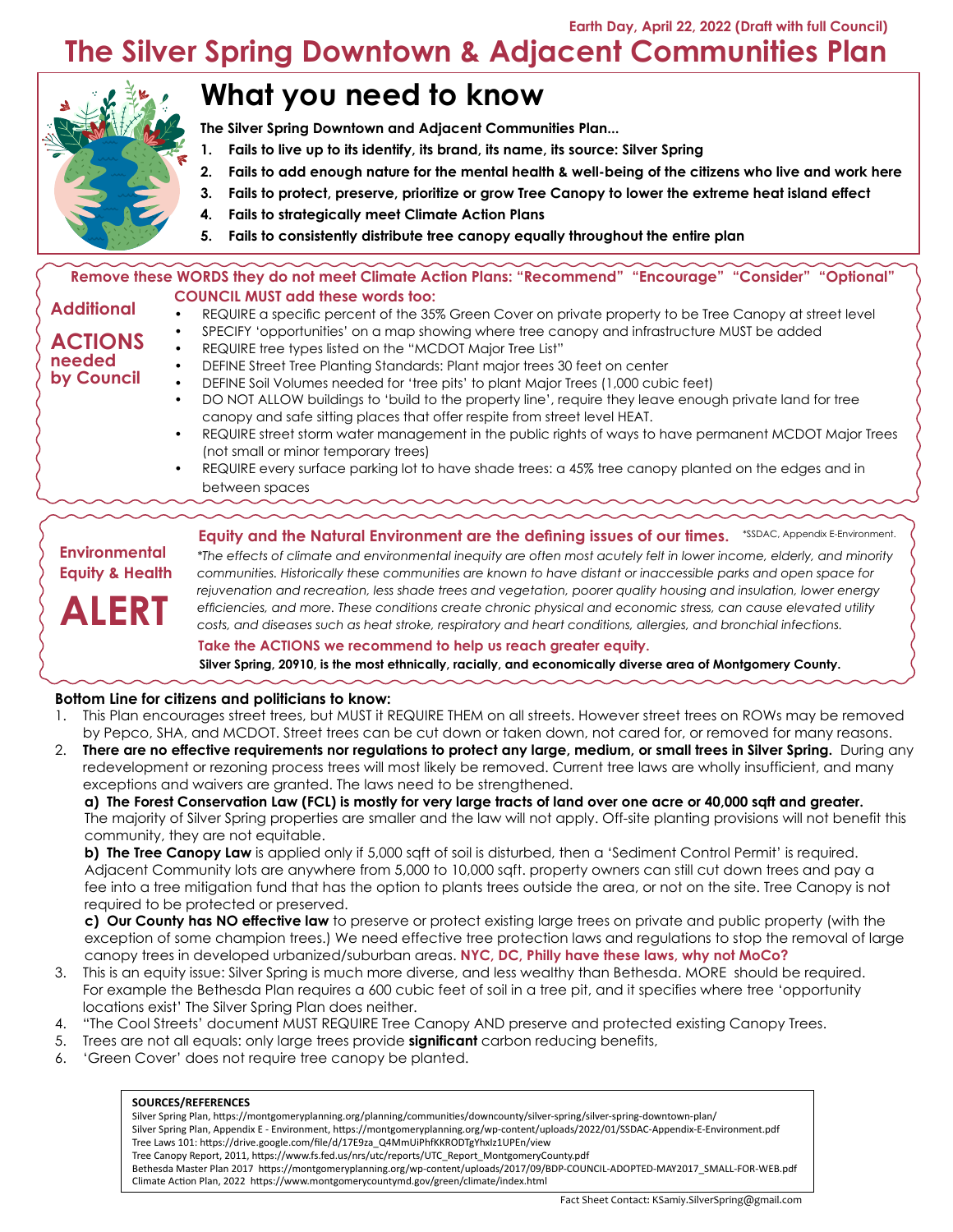Earth Day, April 22, 2022 (Draft with full Council)

# The Silver Spring Downtown & Adjacent Communities Plan

## What you need to know

**The Silver Spring Downtown and Adjacent Communities Plan...**

1. **Fails to live up to its identify, its brand, its name, its source: Silver Spring**
2. **Fails to add enough nature for the mental health & well-being of the citizens who live and work here**
3. **Fails to protect, preserve, prioritize or grow Tree Canopy to lower the extreme heat island effect**
4. **Fails to strategically meet Climate Action Plans**
5. **Fails to consistently distribute tree canopy equally throughout the entire plan**

**Remove these WORDS they do not meet Climate Action Plans: "Recommend" "Encourage" "Consider" "Optional"**

### Additional ACTIONS needed by Council

**COUNCIL MUST add these words too:**

- REQUIRE a specific percent of the 35% Green Cover on private property to be Tree Canopy at street level
- SPECIFY 'opportunities' on a map showing where tree canopy and infrastructure MUST be added
- REQUIRE tree types listed on the "MCDOT Major Tree List"
- DEFINE Street Tree Planting Standards: Plant major trees 30 feet on center
- DEFINE Soil Volumes needed for 'tree pits' to plant Major Trees (1,000 cubic feet)
- DO NOT ALLOW buildings to 'build to the property line', require they leave enough private land for tree canopy and safe sitting places that offer respite from street level HEAT.
- REQUIRE street storm water management in the public rights of ways to have permanent MCDOT Major Trees (not small or minor temporary trees)
- REQUIRE every surface parking lot to have shade trees: a 45% tree canopy planted on the edges and in between spaces

### Environmental Equity & Health ALERT

**Equity and the Natural Environment are the defining issues of our times.** *SSDAC, Appendix E-Environment.

*\*The effects of climate and environmental inequity are often most acutely felt in lower income, elderly, and minority communities. Historically these communities are known to have distant or inaccessible parks and open space for rejuvenation and recreation, less shade trees and vegetation, poorer quality housing and insulation, lower energy efficiencies, and more. These conditions create chronic physical and economic stress, can cause elevated utility costs, and diseases such as heat stroke, respiratory and heart conditions, allergies, and bronchial infections.*

**Take the ACTIONS we recommend to help us reach greater equity.**

**Silver Spring, 20910, is the most ethnically, racially, and economically diverse area of Montgomery County.**

**Bottom Line for citizens and politicians to know:**

1. This Plan encourages street trees, but MUST it REQUIRE THEM on all streets. However street trees on ROWs may be removed by Pepco, SHA, and MCDOT. Street trees can be cut down or taken down, not cared for, or removed for many reasons.
2. **There are no effective requirements nor regulations to protect any large, medium, or small trees in Silver Spring.** During any redevelopment or rezoning process trees will most likely be removed. Current tree laws are wholly insufficient, and many exceptions and waivers are granted. The laws need to be strengthened.

   **a) The Forest Conservation Law (FCL) is mostly for very large tracts of land over one acre or 40,000 sqft and greater.** The majority of Silver Spring properties are smaller and the law will not apply. Off-site planting provisions will not benefit this community, they are not equitable.

   **b) The Tree Canopy Law** is applied only if 5,000 sqft of soil is disturbed, then a 'Sediment Control Permit' is required. Adjacent Community lots are anywhere from 5,000 to 10,000 sqft. property owners can still cut down trees and pay a fee into a tree mitigation fund that has the option to plants trees outside the area, or not on the site. Tree Canopy is not required to be protected or preserved.

   **c) Our County has NO effective law** to preserve or protect existing large trees on private and public property (with the exception of some champion trees.) We need effective tree protection laws and regulations to stop the removal of large canopy trees in developed urbanized/suburban areas. **NYC, DC, Philly have these laws, why not MoCo?**
3. This is an equity issue: Silver Spring is much more diverse, and less wealthy than Bethesda. MORE should be required. For example the Bethesda Plan requires a 600 cubic feet of soil in a tree pit, and it specifies where tree 'opportunity locations exist' The Silver Spring Plan does neither.
4. "The Cool Streets' document MUST REQUIRE Tree Canopy AND preserve and protected existing Canopy Trees.
5. Trees are not all equals: only large trees provide **significant** carbon reducing benefits,
6. 'Green Cover' does not require tree canopy be planted.

**SOURCES/REFERENCES**

Silver Spring Plan, https://montgomeryplanning.org/planning/communities/downcounty/silver-spring/silver-spring-downtown-plan/
Silver Spring Plan, Appendix E - Environment, https://montgomeryplanning.org/wp-content/uploads/2022/01/SSDAC-Appendix-E-Environment.pdf
Tree Laws 101: https://drive.google.com/file/d/17E9za_Q4MmUiPhfKKRODTgYhxlz1UPEn/view
Tree Canopy Report, 2011, https://www.fs.fed.us/nrs/utc/reports/UTC_Report_MontgomeryCounty.pdf
Bethesda Master Plan 2017 https://montgomeryplanning.org/wp-content/uploads/2017/09/BDP-COUNCIL-ADOPTED-MAY2017_SMALL-FOR-WEB.pdf
Climate Action Plan, 2022 https://www.montgomerycountymd.gov/green/climate/index.html

Fact Sheet Contact: KSamiy.SilverSpring@gmail.com